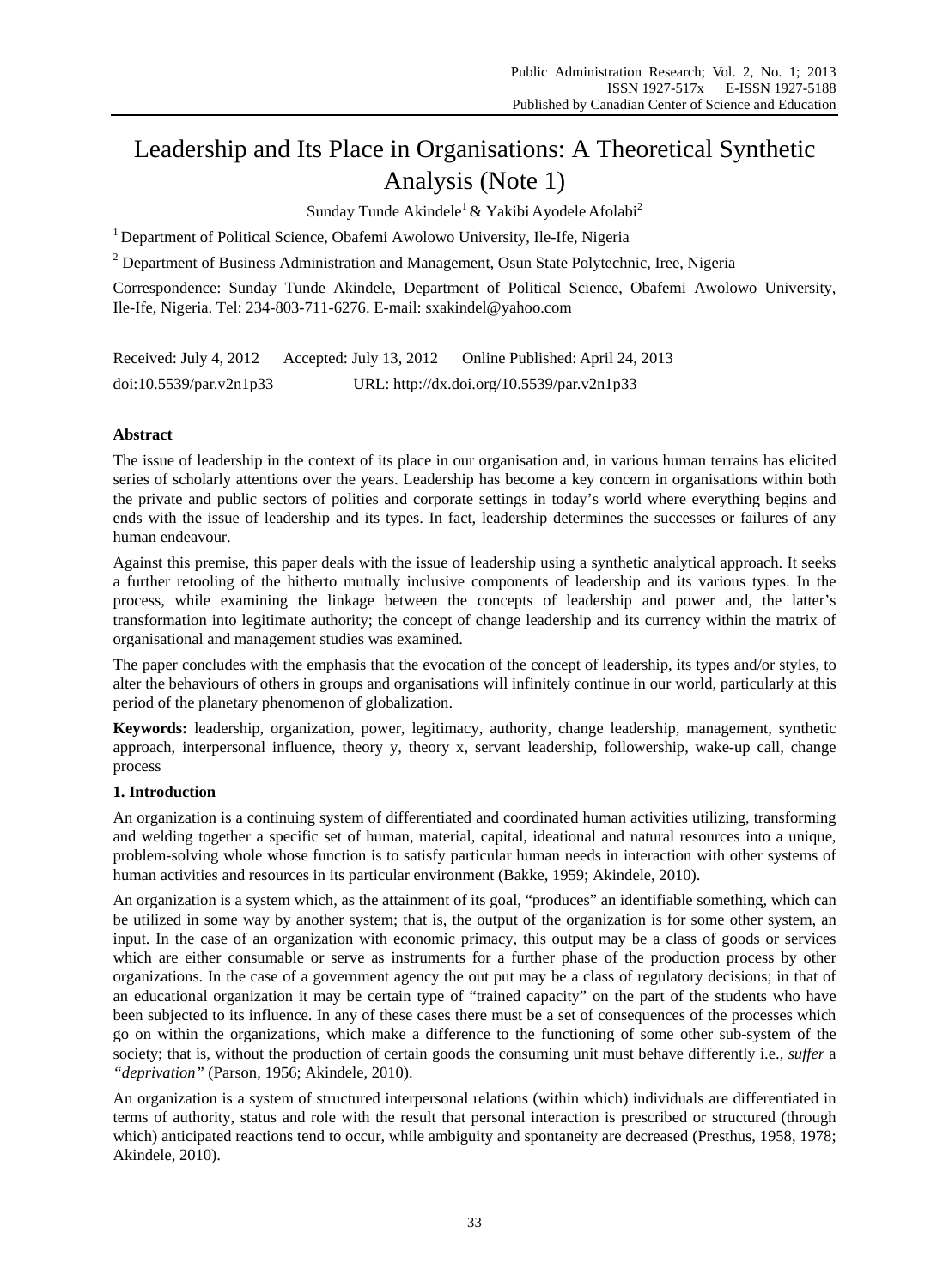# Leadership and Its Place in Organisations: A Theoretical Synthetic Analysis (Note 1)

Sunday Tunde Akindele[1] & Yakibi Ayodele Afolabi[2]

[1] Department of Political Science, Obafemi Awolowo University, Ile-Ife, Nigeria

[2] Department of Business Administration and Management, Osun State Polytechnic, Iree, Nigeria

Correspondence: Sunday Tunde Akindele, Department of Political Science, Obafemi Awolowo University, Ile-Ife, Nigeria. Tel: 234-803-711-6276. E-mail: sxakindel@yahoo.com

Received: July 4, 2012 Accepted: July 13, 2012 Online Published: April 24, 2013

doi:10.5539/par.v2n1p33 URL: http://dx.doi.org/10.5539/par.v2n1p33

## Abstract

The issue of leadership in the context of its place in our organisation and, in various human terrains has elicited series of scholarly attentions over the years. Leadership has become a key concern in organisations within both the private and public sectors of polities and corporate settings in today's world where everything begins and ends with the issue of leadership and its types. In fact, leadership determines the successes or failures of any human endeavour.

Against this premise, this paper deals with the issue of leadership using a synthetic analytical approach. It seeks a further retooling of the hitherto mutually inclusive components of leadership and its various types. In the process, while examining the linkage between the concepts of leadership and power and, the latter's transformation into legitimate authority; the concept of change leadership and its currency within the matrix of organisational and management studies was examined.

The paper concludes with the emphasis that the evocation of the concept of leadership, its types and/or styles, to alter the behaviours of others in groups and organisations will infinitely continue in our world, particularly at this period of the planetary phenomenon of globalization.

**Keywords:** leadership, organization, power, legitimacy, authority, change leadership, management, synthetic approach, interpersonal influence, theory y, theory x, servant leadership, followership, wake-up call, change process

## 1. Introduction

An organization is a continuing system of differentiated and coordinated human activities utilizing, transforming and welding together a specific set of human, material, capital, ideational and natural resources into a unique, problem-solving whole whose function is to satisfy particular human needs in interaction with other systems of human activities and resources in its particular environment (Bakke, 1959; Akindele, 2010).

An organization is a system which, as the attainment of its goal, "produces" an identifiable something, which can be utilized in some way by another system; that is, the output of the organization is for some other system, an input. In the case of an organization with economic primacy, this output may be a class of goods or services which are either consumable or serve as instruments for a further phase of the production process by other organizations. In the case of a government agency the out put may be a class of regulatory decisions; in that of an educational organization it may be certain type of "trained capacity" on the part of the students who have been subjected to its influence. In any of these cases there must be a set of consequences of the processes which go on within the organizations, which make a difference to the functioning of some other sub-system of the society; that is, without the production of certain goods the consuming unit must behave differently i.e., *suffer* a *"deprivation"* (Parson, 1956; Akindele, 2010).

An organization is a system of structured interpersonal relations (within which) individuals are differentiated in terms of authority, status and role with the result that personal interaction is prescribed or structured (through which) anticipated reactions tend to occur, while ambiguity and spontaneity are decreased (Presthus, 1958, 1978; Akindele, 2010).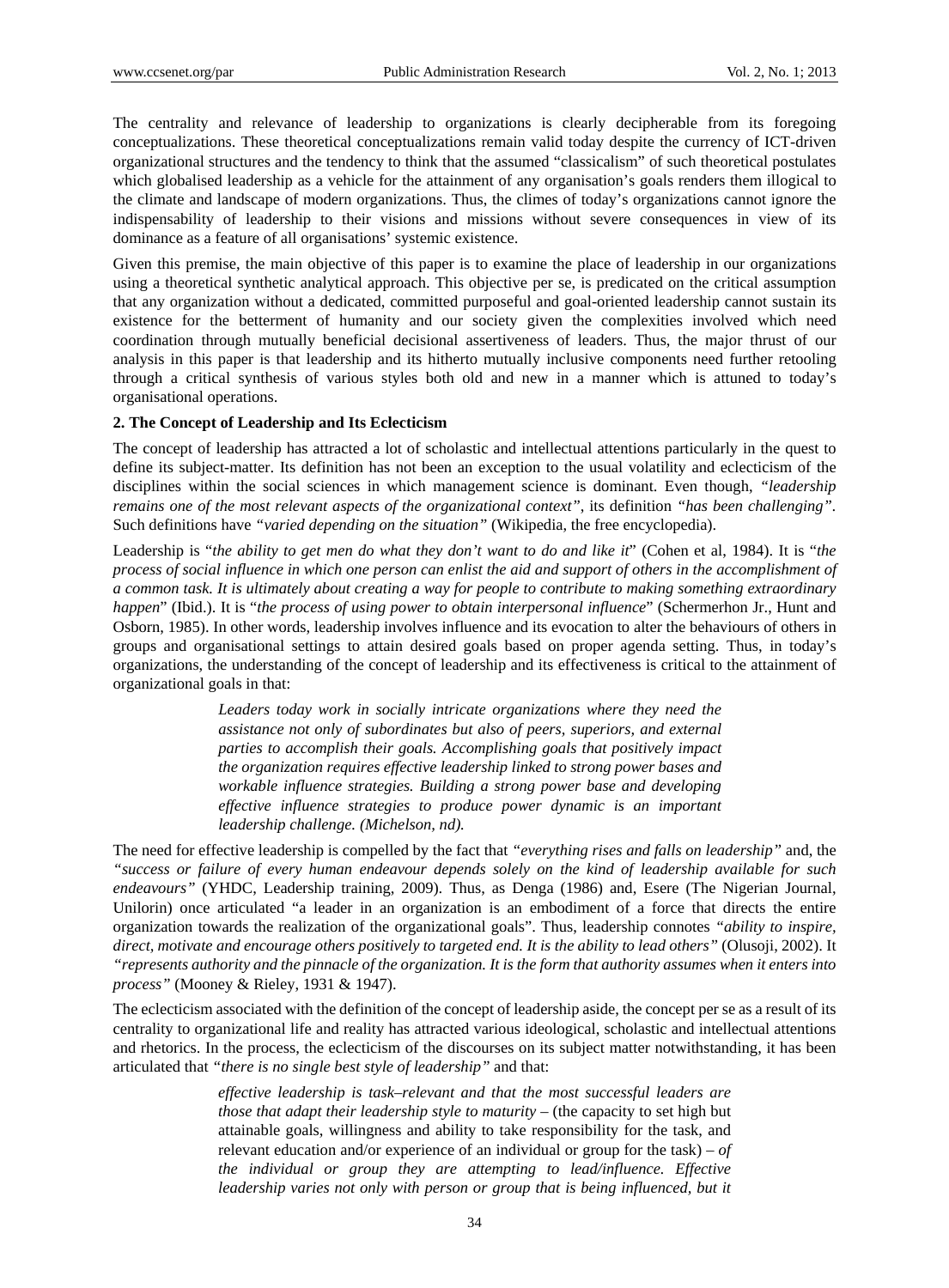The centrality and relevance of leadership to organizations is clearly decipherable from its foregoing conceptualizations. These theoretical conceptualizations remain valid today despite the currency of ICT-driven organizational structures and the tendency to think that the assumed "classicalism" of such theoretical postulates which globalised leadership as a vehicle for the attainment of any organisation's goals renders them illogical to the climate and landscape of modern organizations. Thus, the climes of today's organizations cannot ignore the indispensability of leadership to their visions and missions without severe consequences in view of its dominance as a feature of all organisations' systemic existence.

Given this premise, the main objective of this paper is to examine the place of leadership in our organizations using a theoretical synthetic analytical approach. This objective per se, is predicated on the critical assumption that any organization without a dedicated, committed purposeful and goal-oriented leadership cannot sustain its existence for the betterment of humanity and our society given the complexities involved which need coordination through mutually beneficial decisional assertiveness of leaders. Thus, the major thrust of our analysis in this paper is that leadership and its hitherto mutually inclusive components need further retooling through a critical synthesis of various styles both old and new in a manner which is attuned to today's organisational operations.

## 2. The Concept of Leadership and Its Eclecticism

The concept of leadership has attracted a lot of scholastic and intellectual attentions particularly in the quest to define its subject-matter. Its definition has not been an exception to the usual volatility and eclecticism of the disciplines within the social sciences in which management science is dominant. Even though, *"leadership remains one of the most relevant aspects of the organizational context"*, its definition *"has been challenging"*. Such definitions have *"varied depending on the situation"* (Wikipedia, the free encyclopedia).

Leadership is "*the ability to get men do what they don't want to do and like it*" (Cohen et al, 1984). It is "*the process of social influence in which one person can enlist the aid and support of others in the accomplishment of a common task. It is ultimately about creating a way for people to contribute to making something extraordinary happen*" (Ibid.). It is "*the process of using power to obtain interpersonal influence*" (Schermerhon Jr., Hunt and Osborn, 1985). In other words, leadership involves influence and its evocation to alter the behaviours of others in groups and organisational settings to attain desired goals based on proper agenda setting. Thus, in today's organizations, the understanding of the concept of leadership and its effectiveness is critical to the attainment of organizational goals in that:

> *Leaders today work in socially intricate organizations where they need the assistance not only of subordinates but also of peers, superiors, and external parties to accomplish their goals. Accomplishing goals that positively impact the organization requires effective leadership linked to strong power bases and workable influence strategies. Building a strong power base and developing effective influence strategies to produce power dynamic is an important leadership challenge. (Michelson, nd).*

The need for effective leadership is compelled by the fact that *"everything rises and falls on leadership"* and, the *"success or failure of every human endeavour depends solely on the kind of leadership available for such endeavours"* (YHDC, Leadership training, 2009). Thus, as Denga (1986) and, Esere (The Nigerian Journal, Unilorin) once articulated "a leader in an organization is an embodiment of a force that directs the entire organization towards the realization of the organizational goals". Thus, leadership connotes *"ability to inspire, direct, motivate and encourage others positively to targeted end. It is the ability to lead others"* (Olusoji, 2002). It *"represents authority and the pinnacle of the organization. It is the form that authority assumes when it enters into process"* (Mooney & Rieley, 1931 & 1947).

The eclecticism associated with the definition of the concept of leadership aside, the concept per se as a result of its centrality to organizational life and reality has attracted various ideological, scholastic and intellectual attentions and rhetorics. In the process, the eclecticism of the discourses on its subject matter notwithstanding, it has been articulated that *"there is no single best style of leadership"* and that:

> *effective leadership is task–relevant and that the most successful leaders are those that adapt their leadership style to maturity* – (the capacity to set high but attainable goals, willingness and ability to take responsibility for the task, and relevant education and/or experience of an individual or group for the task) – *of the individual or group they are attempting to lead/influence. Effective leadership varies not only with person or group that is being influenced, but it*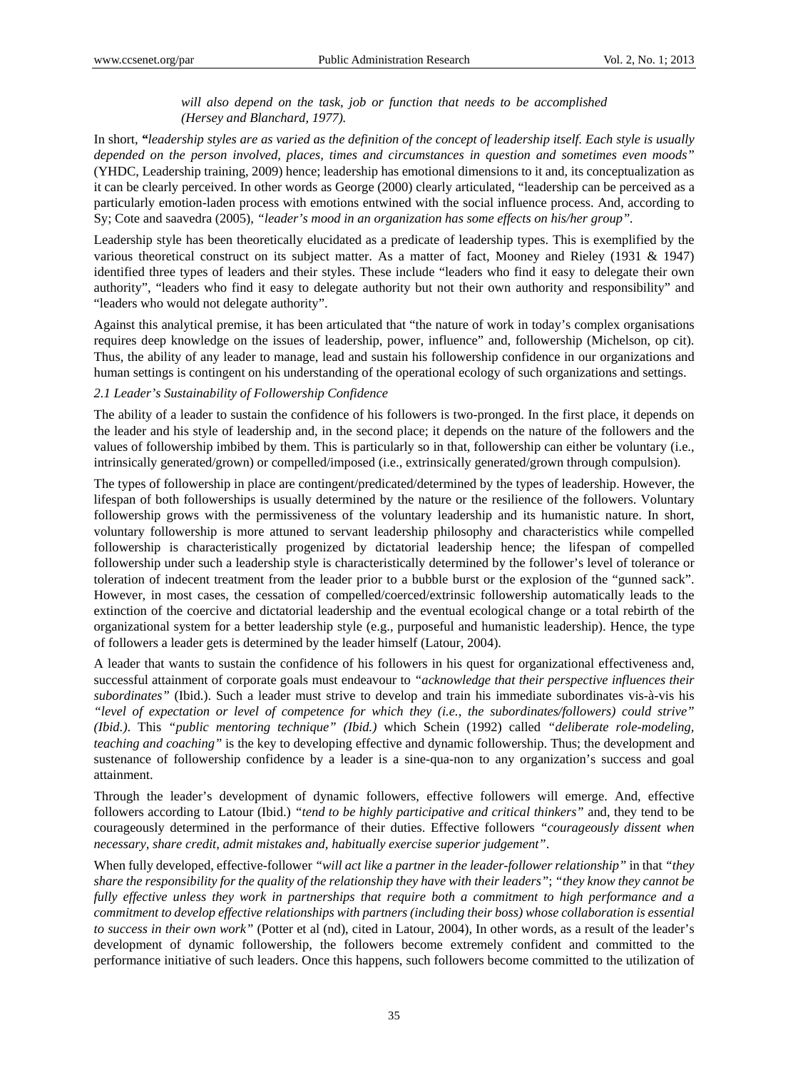*will also depend on the task, job or function that needs to be accomplished (Hersey and Blanchard, 1977).*

In short, **"***leadership styles are as varied as the definition of the concept of leadership itself. Each style is usually depended on the person involved, places, times and circumstances in question and sometimes even moods"* (YHDC, Leadership training, 2009) hence; leadership has emotional dimensions to it and, its conceptualization as it can be clearly perceived. In other words as George (2000) clearly articulated, "leadership can be perceived as a particularly emotion-laden process with emotions entwined with the social influence process. And, according to Sy; Cote and saavedra (2005), *"leader's mood in an organization has some effects on his/her group".*

Leadership style has been theoretically elucidated as a predicate of leadership types. This is exemplified by the various theoretical construct on its subject matter. As a matter of fact, Mooney and Rieley (1931 & 1947) identified three types of leaders and their styles. These include "leaders who find it easy to delegate their own authority", "leaders who find it easy to delegate authority but not their own authority and responsibility" and "leaders who would not delegate authority".

Against this analytical premise, it has been articulated that "the nature of work in today's complex organisations requires deep knowledge on the issues of leadership, power, influence" and, followership (Michelson, op cit). Thus, the ability of any leader to manage, lead and sustain his followership confidence in our organizations and human settings is contingent on his understanding of the operational ecology of such organizations and settings.

### *2.1 Leader's Sustainability of Followership Confidence*

The ability of a leader to sustain the confidence of his followers is two-pronged. In the first place, it depends on the leader and his style of leadership and, in the second place; it depends on the nature of the followers and the values of followership imbibed by them. This is particularly so in that, followership can either be voluntary (i.e., intrinsically generated/grown) or compelled/imposed (i.e., extrinsically generated/grown through compulsion).

The types of followership in place are contingent/predicated/determined by the types of leadership. However, the lifespan of both followerships is usually determined by the nature or the resilience of the followers. Voluntary followership grows with the permissiveness of the voluntary leadership and its humanistic nature. In short, voluntary followership is more attuned to servant leadership philosophy and characteristics while compelled followership is characteristically progenized by dictatorial leadership hence; the lifespan of compelled followership under such a leadership style is characteristically determined by the follower's level of tolerance or toleration of indecent treatment from the leader prior to a bubble burst or the explosion of the "gunned sack". However, in most cases, the cessation of compelled/coerced/extrinsic followership automatically leads to the extinction of the coercive and dictatorial leadership and the eventual ecological change or a total rebirth of the organizational system for a better leadership style (e.g., purposeful and humanistic leadership). Hence, the type of followers a leader gets is determined by the leader himself (Latour, 2004).

A leader that wants to sustain the confidence of his followers in his quest for organizational effectiveness and, successful attainment of corporate goals must endeavour to *"acknowledge that their perspective influences their subordinates"* (Ibid.). Such a leader must strive to develop and train his immediate subordinates vis-à-vis his *"level of expectation or level of competence for which they (i.e., the subordinates/followers) could strive" (Ibid.)*. This *"public mentoring technique" (Ibid.)* which Schein (1992) called *"deliberate role-modeling, teaching and coaching"* is the key to developing effective and dynamic followership. Thus; the development and sustenance of followership confidence by a leader is a sine-qua-non to any organization's success and goal attainment.

Through the leader's development of dynamic followers, effective followers will emerge. And, effective followers according to Latour (Ibid.) *"tend to be highly participative and critical thinkers"* and, they tend to be courageously determined in the performance of their duties. Effective followers *"courageously dissent when necessary, share credit, admit mistakes and, habitually exercise superior judgement"*.

When fully developed, effective-follower *"will act like a partner in the leader-follower relationship"* in that *"they share the responsibility for the quality of the relationship they have with their leaders"*; *"they know they cannot be fully effective unless they work in partnerships that require both a commitment to high performance and a commitment to develop effective relationships with partners (including their boss) whose collaboration is essential to success in their own work"* (Potter et al (nd), cited in Latour, 2004), In other words, as a result of the leader's development of dynamic followership, the followers become extremely confident and committed to the performance initiative of such leaders. Once this happens, such followers become committed to the utilization of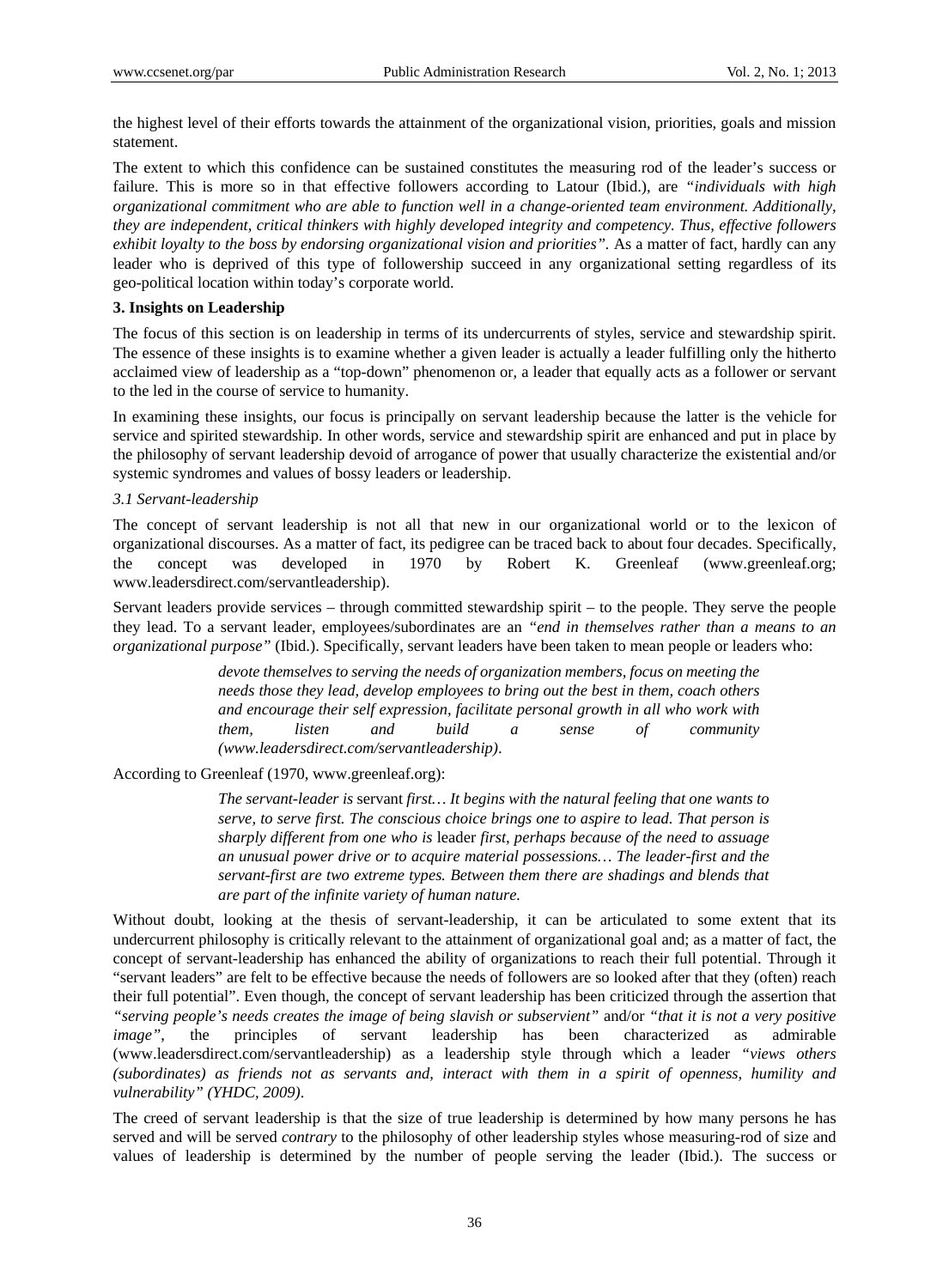the highest level of their efforts towards the attainment of the organizational vision, priorities, goals and mission statement.

The extent to which this confidence can be sustained constitutes the measuring rod of the leader's success or failure. This is more so in that effective followers according to Latour (Ibid.), are *"individuals with high organizational commitment who are able to function well in a change-oriented team environment. Additionally, they are independent, critical thinkers with highly developed integrity and competency. Thus, effective followers exhibit loyalty to the boss by endorsing organizational vision and priorities".* As a matter of fact, hardly can any leader who is deprived of this type of followership succeed in any organizational setting regardless of its geo-political location within today's corporate world.

**3. Insights on Leadership**

The focus of this section is on leadership in terms of its undercurrents of styles, service and stewardship spirit. The essence of these insights is to examine whether a given leader is actually a leader fulfilling only the hitherto acclaimed view of leadership as a "top-down" phenomenon or, a leader that equally acts as a follower or servant to the led in the course of service to humanity.

In examining these insights, our focus is principally on servant leadership because the latter is the vehicle for service and spirited stewardship. In other words, service and stewardship spirit are enhanced and put in place by the philosophy of servant leadership devoid of arrogance of power that usually characterize the existential and/or systemic syndromes and values of bossy leaders or leadership.

*3.1 Servant-leadership*

The concept of servant leadership is not all that new in our organizational world or to the lexicon of organizational discourses. As a matter of fact, its pedigree can be traced back to about four decades. Specifically, the concept was developed in 1970 by Robert K. Greenleaf (www.greenleaf.org; www.leadersdirect.com/servantleadership).

Servant leaders provide services – through committed stewardship spirit – to the people. They serve the people they lead. To a servant leader, employees/subordinates are an *"end in themselves rather than a means to an organizational purpose"* (Ibid.). Specifically, servant leaders have been taken to mean people or leaders who:

> *devote themselves to serving the needs of organization members, focus on meeting the needs those they lead, develop employees to bring out the best in them, coach others and encourage their self expression, facilitate personal growth in all who work with them, listen and build a sense of community (www.leadersdirect.com/servantleadership).*

According to Greenleaf (1970, www.greenleaf.org):

> *The servant-leader is* servant *first… It begins with the natural feeling that one wants to serve, to serve first. The conscious choice brings one to aspire to lead. That person is sharply different from one who is* leader *first, perhaps because of the need to assuage an unusual power drive or to acquire material possessions… The leader-first and the servant-first are two extreme types. Between them there are shadings and blends that are part of the infinite variety of human nature.*

Without doubt, looking at the thesis of servant-leadership, it can be articulated to some extent that its undercurrent philosophy is critically relevant to the attainment of organizational goal and; as a matter of fact, the concept of servant-leadership has enhanced the ability of organizations to reach their full potential. Through it "servant leaders" are felt to be effective because the needs of followers are so looked after that they (often) reach their full potential". Even though, the concept of servant leadership has been criticized through the assertion that *"serving people's needs creates the image of being slavish or subservient"* and/or *"that it is not a very positive image"*, the principles of servant leadership has been characterized as admirable (www.leadersdirect.com/servantleadership) as a leadership style through which a leader *"views others (subordinates) as friends not as servants and, interact with them in a spirit of openness, humility and vulnerability" (YHDC, 2009)*.

The creed of servant leadership is that the size of true leadership is determined by how many persons he has served and will be served *contrary* to the philosophy of other leadership styles whose measuring-rod of size and values of leadership is determined by the number of people serving the leader (Ibid.). The success or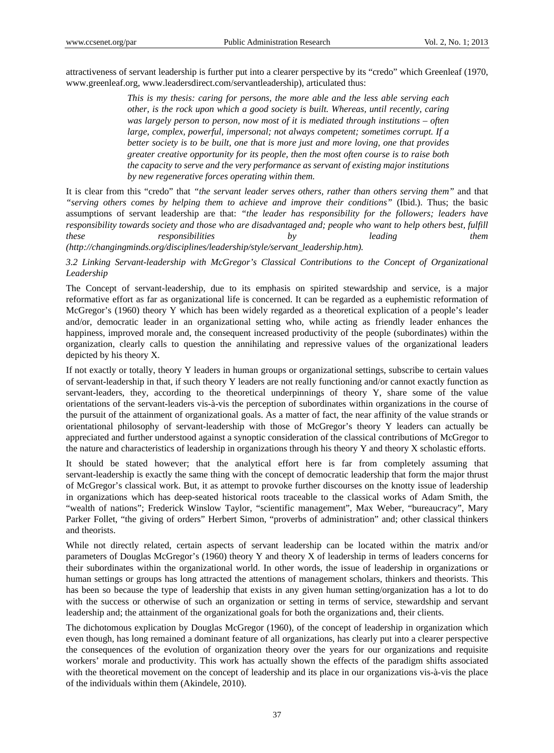attractiveness of servant leadership is further put into a clearer perspective by its "credo" which Greenleaf (1970, www.greenleaf.org, www.leadersdirect.com/servantleadership), articulated thus:

> *This is my thesis: caring for persons, the more able and the less able serving each other, is the rock upon which a good society is built. Whereas, until recently, caring was largely person to person, now most of it is mediated through institutions – often large, complex, powerful, impersonal; not always competent; sometimes corrupt. If a better society is to be built, one that is more just and more loving, one that provides greater creative opportunity for its people, then the most often course is to raise both the capacity to serve and the very performance as servant of existing major institutions by new regenerative forces operating within them.*

It is clear from this "credo" that *"the servant leader serves others, rather than others serving them"* and that *"serving others comes by helping them to achieve and improve their conditions"* (Ibid.). Thus; the basic assumptions of servant leadership are that: *"the leader has responsibility for the followers; leaders have responsibility towards society and those who are disadvantaged and; people who want to help others best, fulfill these responsibilities by leading them (http://changingminds.org/disciplines/leadership/style/servant_leadership.htm).*

### *3.2 Linking Servant-leadership with McGregor's Classical Contributions to the Concept of Organizational Leadership*

The Concept of servant-leadership, due to its emphasis on spirited stewardship and service, is a major reformative effort as far as organizational life is concerned. It can be regarded as a euphemistic reformation of McGregor's (1960) theory Y which has been widely regarded as a theoretical explication of a people's leader and/or, democratic leader in an organizational setting who, while acting as friendly leader enhances the happiness, improved morale and, the consequent increased productivity of the people (subordinates) within the organization, clearly calls to question the annihilating and repressive values of the organizational leaders depicted by his theory X.

If not exactly or totally, theory Y leaders in human groups or organizational settings, subscribe to certain values of servant-leadership in that, if such theory Y leaders are not really functioning and/or cannot exactly function as servant-leaders, they, according to the theoretical underpinnings of theory Y, share some of the value orientations of the servant-leaders vis-à-vis the perception of subordinates within organizations in the course of the pursuit of the attainment of organizational goals. As a matter of fact, the near affinity of the value strands or orientational philosophy of servant-leadership with those of McGregor's theory Y leaders can actually be appreciated and further understood against a synoptic consideration of the classical contributions of McGregor to the nature and characteristics of leadership in organizations through his theory Y and theory X scholastic efforts.

It should be stated however; that the analytical effort here is far from completely assuming that servant-leadership is exactly the same thing with the concept of democratic leadership that form the major thrust of McGregor's classical work. But, it as attempt to provoke further discourses on the knotty issue of leadership in organizations which has deep-seated historical roots traceable to the classical works of Adam Smith, the "wealth of nations"; Frederick Winslow Taylor, "scientific management", Max Weber, "bureaucracy", Mary Parker Follet, "the giving of orders" Herbert Simon, "proverbs of administration" and; other classical thinkers and theorists.

While not directly related, certain aspects of servant leadership can be located within the matrix and/or parameters of Douglas McGregor's (1960) theory Y and theory X of leadership in terms of leaders concerns for their subordinates within the organizational world. In other words, the issue of leadership in organizations or human settings or groups has long attracted the attentions of management scholars, thinkers and theorists. This has been so because the type of leadership that exists in any given human setting/organization has a lot to do with the success or otherwise of such an organization or setting in terms of service, stewardship and servant leadership and; the attainment of the organizational goals for both the organizations and, their clients.

The dichotomous explication by Douglas McGregor (1960), of the concept of leadership in organization which even though, has long remained a dominant feature of all organizations, has clearly put into a clearer perspective the consequences of the evolution of organization theory over the years for our organizations and requisite workers' morale and productivity. This work has actually shown the effects of the paradigm shifts associated with the theoretical movement on the concept of leadership and its place in our organizations vis-à-vis the place of the individuals within them (Akindele, 2010).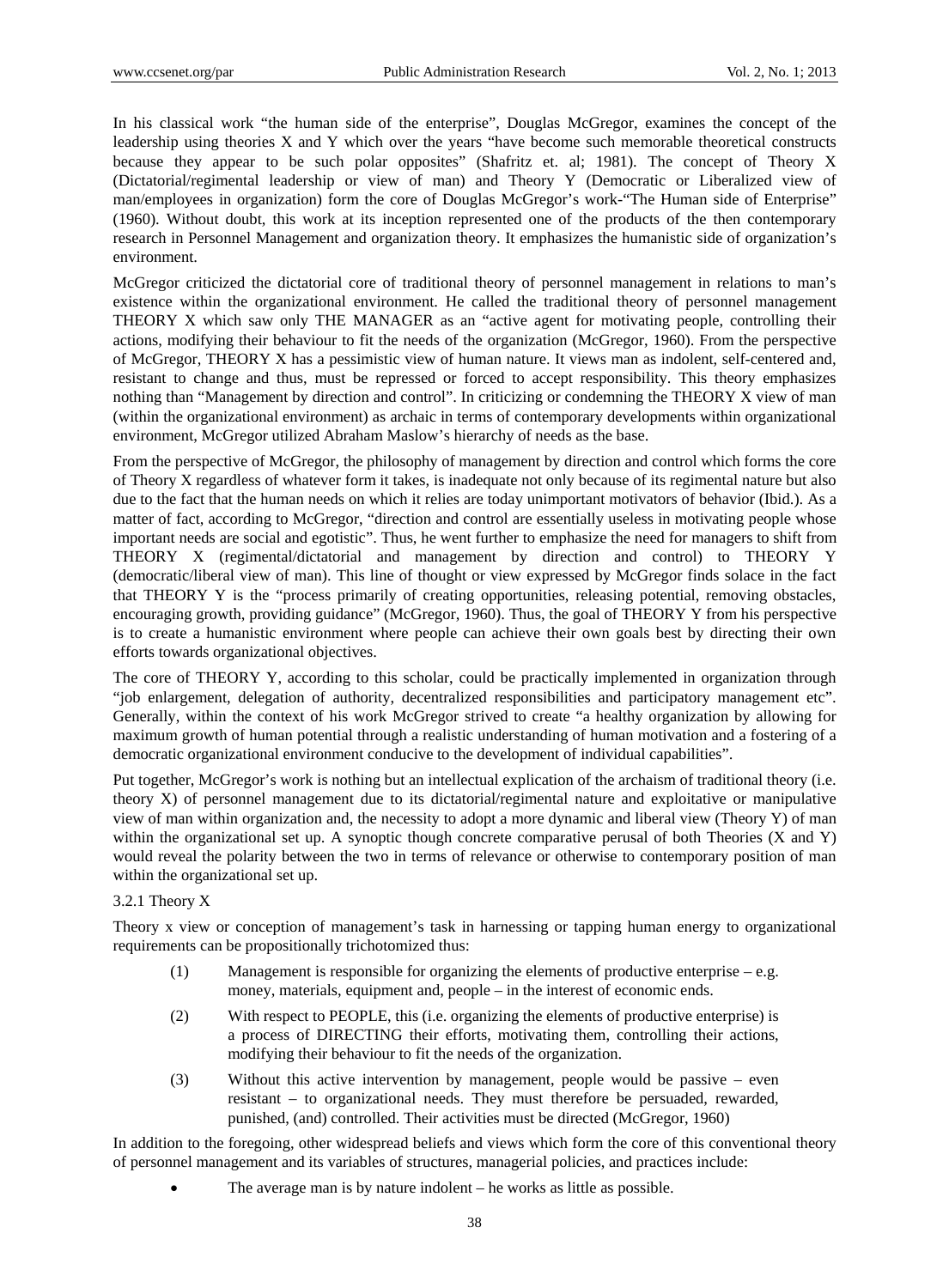In his classical work "the human side of the enterprise", Douglas McGregor, examines the concept of the leadership using theories X and Y which over the years "have become such memorable theoretical constructs because they appear to be such polar opposites" (Shafritz et. al; 1981). The concept of Theory X (Dictatorial/regimental leadership or view of man) and Theory Y (Democratic or Liberalized view of man/employees in organization) form the core of Douglas McGregor's work-"The Human side of Enterprise" (1960). Without doubt, this work at its inception represented one of the products of the then contemporary research in Personnel Management and organization theory. It emphasizes the humanistic side of organization's environment.

McGregor criticized the dictatorial core of traditional theory of personnel management in relations to man's existence within the organizational environment. He called the traditional theory of personnel management THEORY X which saw only THE MANAGER as an "active agent for motivating people, controlling their actions, modifying their behaviour to fit the needs of the organization (McGregor, 1960). From the perspective of McGregor, THEORY X has a pessimistic view of human nature. It views man as indolent, self-centered and, resistant to change and thus, must be repressed or forced to accept responsibility. This theory emphasizes nothing than "Management by direction and control". In criticizing or condemning the THEORY X view of man (within the organizational environment) as archaic in terms of contemporary developments within organizational environment, McGregor utilized Abraham Maslow's hierarchy of needs as the base.

From the perspective of McGregor, the philosophy of management by direction and control which forms the core of Theory X regardless of whatever form it takes, is inadequate not only because of its regimental nature but also due to the fact that the human needs on which it relies are today unimportant motivators of behavior (Ibid.). As a matter of fact, according to McGregor, "direction and control are essentially useless in motivating people whose important needs are social and egotistic". Thus, he went further to emphasize the need for managers to shift from THEORY X (regimental/dictatorial and management by direction and control) to THEORY Y (democratic/liberal view of man). This line of thought or view expressed by McGregor finds solace in the fact that THEORY Y is the "process primarily of creating opportunities, releasing potential, removing obstacles, encouraging growth, providing guidance" (McGregor, 1960). Thus, the goal of THEORY Y from his perspective is to create a humanistic environment where people can achieve their own goals best by directing their own efforts towards organizational objectives.

The core of THEORY Y, according to this scholar, could be practically implemented in organization through "job enlargement, delegation of authority, decentralized responsibilities and participatory management etc". Generally, within the context of his work McGregor strived to create "a healthy organization by allowing for maximum growth of human potential through a realistic understanding of human motivation and a fostering of a democratic organizational environment conducive to the development of individual capabilities".

Put together, McGregor's work is nothing but an intellectual explication of the archaism of traditional theory (i.e. theory X) of personnel management due to its dictatorial/regimental nature and exploitative or manipulative view of man within organization and, the necessity to adopt a more dynamic and liberal view (Theory Y) of man within the organizational set up. A synoptic though concrete comparative perusal of both Theories (X and Y) would reveal the polarity between the two in terms of relevance or otherwise to contemporary position of man within the organizational set up.

### 3.2.1 Theory X

Theory x view or conception of management's task in harnessing or tapping human energy to organizational requirements can be propositionally trichotomized thus:

(1) Management is responsible for organizing the elements of productive enterprise – e.g. money, materials, equipment and, people – in the interest of economic ends.

(2) With respect to PEOPLE, this (i.e. organizing the elements of productive enterprise) is a process of DIRECTING their efforts, motivating them, controlling their actions, modifying their behaviour to fit the needs of the organization.

(3) Without this active intervention by management, people would be passive – even resistant – to organizational needs. They must therefore be persuaded, rewarded, punished, (and) controlled. Their activities must be directed (McGregor, 1960)

In addition to the foregoing, other widespread beliefs and views which form the core of this conventional theory of personnel management and its variables of structures, managerial policies, and practices include:

- The average man is by nature indolent – he works as little as possible.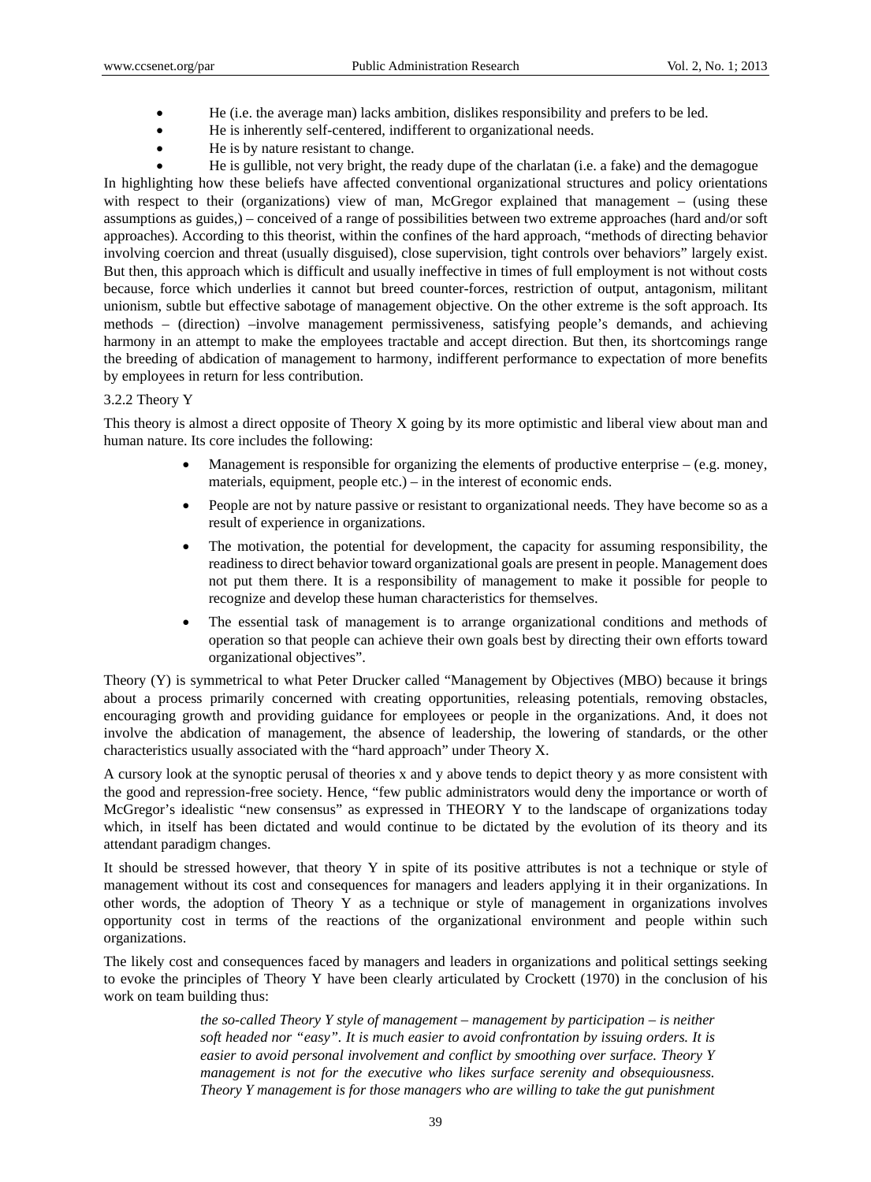- He (i.e. the average man) lacks ambition, dislikes responsibility and prefers to be led.
- He is inherently self-centered, indifferent to organizational needs.
- He is by nature resistant to change.
- He is gullible, not very bright, the ready dupe of the charlatan (i.e. a fake) and the demagogue

In highlighting how these beliefs have affected conventional organizational structures and policy orientations with respect to their (organizations) view of man, McGregor explained that management – (using these assumptions as guides,) – conceived of a range of possibilities between two extreme approaches (hard and/or soft approaches). According to this theorist, within the confines of the hard approach, "methods of directing behavior involving coercion and threat (usually disguised), close supervision, tight controls over behaviors" largely exist. But then, this approach which is difficult and usually ineffective in times of full employment is not without costs because, force which underlies it cannot but breed counter-forces, restriction of output, antagonism, militant unionism, subtle but effective sabotage of management objective. On the other extreme is the soft approach. Its methods – (direction) –involve management permissiveness, satisfying people's demands, and achieving harmony in an attempt to make the employees tractable and accept direction. But then, its shortcomings range the breeding of abdication of management to harmony, indifferent performance to expectation of more benefits by employees in return for less contribution.

### 3.2.2 Theory Y

This theory is almost a direct opposite of Theory X going by its more optimistic and liberal view about man and human nature. Its core includes the following:

- Management is responsible for organizing the elements of productive enterprise – (e.g. money, materials, equipment, people etc.) – in the interest of economic ends.
- People are not by nature passive or resistant to organizational needs. They have become so as a result of experience in organizations.
- The motivation, the potential for development, the capacity for assuming responsibility, the readiness to direct behavior toward organizational goals are present in people. Management does not put them there. It is a responsibility of management to make it possible for people to recognize and develop these human characteristics for themselves.
- The essential task of management is to arrange organizational conditions and methods of operation so that people can achieve their own goals best by directing their own efforts toward organizational objectives".

Theory (Y) is symmetrical to what Peter Drucker called "Management by Objectives (MBO) because it brings about a process primarily concerned with creating opportunities, releasing potentials, removing obstacles, encouraging growth and providing guidance for employees or people in the organizations. And, it does not involve the abdication of management, the absence of leadership, the lowering of standards, or the other characteristics usually associated with the "hard approach" under Theory X.

A cursory look at the synoptic perusal of theories x and y above tends to depict theory y as more consistent with the good and repression-free society. Hence, "few public administrators would deny the importance or worth of McGregor's idealistic "new consensus" as expressed in THEORY Y to the landscape of organizations today which, in itself has been dictated and would continue to be dictated by the evolution of its theory and its attendant paradigm changes.

It should be stressed however, that theory Y in spite of its positive attributes is not a technique or style of management without its cost and consequences for managers and leaders applying it in their organizations. In other words, the adoption of Theory Y as a technique or style of management in organizations involves opportunity cost in terms of the reactions of the organizational environment and people within such organizations.

The likely cost and consequences faced by managers and leaders in organizations and political settings seeking to evoke the principles of Theory Y have been clearly articulated by Crockett (1970) in the conclusion of his work on team building thus:

> *the so-called Theory Y style of management – management by participation – is neither soft headed nor "easy". It is much easier to avoid confrontation by issuing orders. It is easier to avoid personal involvement and conflict by smoothing over surface. Theory Y management is not for the executive who likes surface serenity and obsequiousness. Theory Y management is for those managers who are willing to take the gut punishment*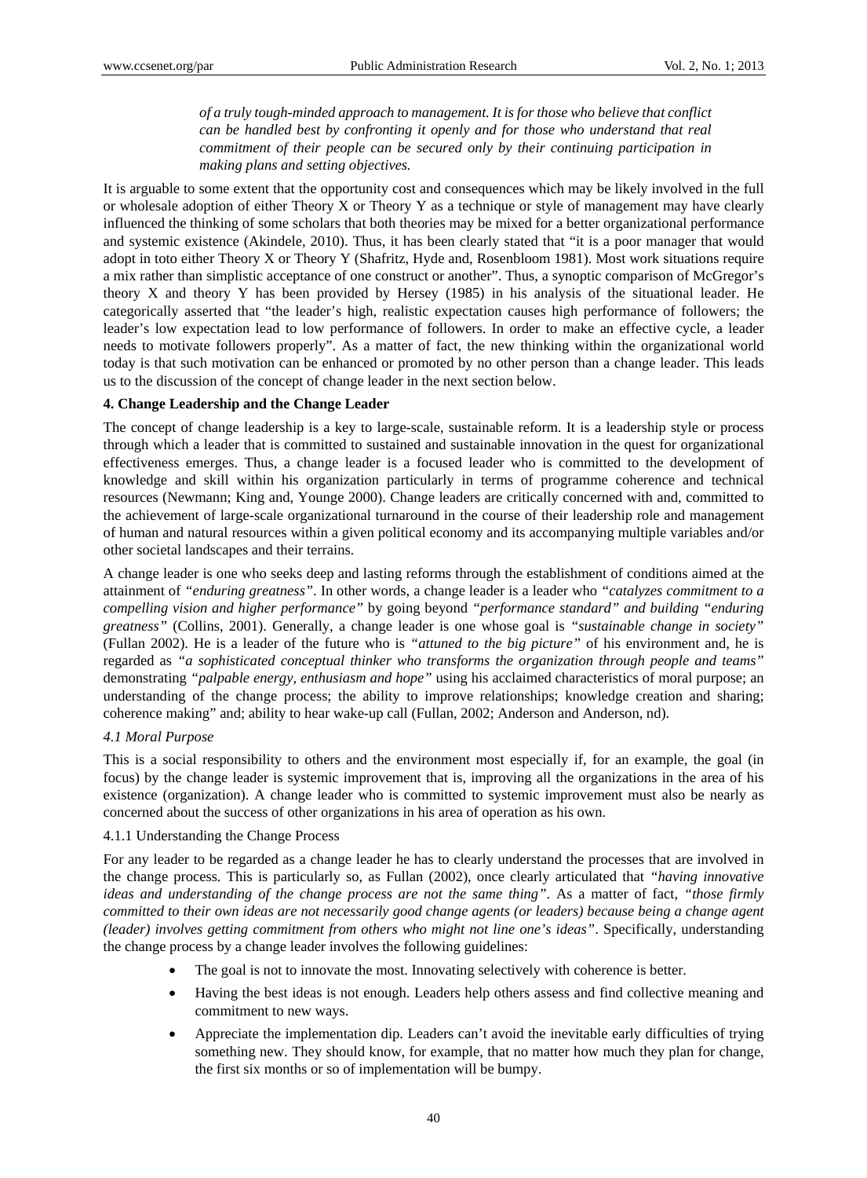*of a truly tough-minded approach to management. It is for those who believe that conflict can be handled best by confronting it openly and for those who understand that real commitment of their people can be secured only by their continuing participation in making plans and setting objectives.*

It is arguable to some extent that the opportunity cost and consequences which may be likely involved in the full or wholesale adoption of either Theory X or Theory Y as a technique or style of management may have clearly influenced the thinking of some scholars that both theories may be mixed for a better organizational performance and systemic existence (Akindele, 2010). Thus, it has been clearly stated that "it is a poor manager that would adopt in toto either Theory X or Theory Y (Shafritz, Hyde and, Rosenbloom 1981). Most work situations require a mix rather than simplistic acceptance of one construct or another". Thus, a synoptic comparison of McGregor's theory X and theory Y has been provided by Hersey (1985) in his analysis of the situational leader. He categorically asserted that "the leader's high, realistic expectation causes high performance of followers; the leader's low expectation lead to low performance of followers. In order to make an effective cycle, a leader needs to motivate followers properly". As a matter of fact, the new thinking within the organizational world today is that such motivation can be enhanced or promoted by no other person than a change leader. This leads us to the discussion of the concept of change leader in the next section below.

## 4. Change Leadership and the Change Leader

The concept of change leadership is a key to large-scale, sustainable reform. It is a leadership style or process through which a leader that is committed to sustained and sustainable innovation in the quest for organizational effectiveness emerges. Thus, a change leader is a focused leader who is committed to the development of knowledge and skill within his organization particularly in terms of programme coherence and technical resources (Newmann; King and, Younge 2000). Change leaders are critically concerned with and, committed to the achievement of large-scale organizational turnaround in the course of their leadership role and management of human and natural resources within a given political economy and its accompanying multiple variables and/or other societal landscapes and their terrains.

A change leader is one who seeks deep and lasting reforms through the establishment of conditions aimed at the attainment of *"enduring greatness"*. In other words, a change leader is a leader who *"catalyzes commitment to a compelling vision and higher performance"* by going beyond *"performance standard" and building "enduring greatness"* (Collins, 2001). Generally, a change leader is one whose goal is *"sustainable change in society"* (Fullan 2002). He is a leader of the future who is *"attuned to the big picture"* of his environment and, he is regarded as *"a sophisticated conceptual thinker who transforms the organization through people and teams"* demonstrating "*palpable energy, enthusiasm and hope"* using his acclaimed characteristics of moral purpose; an understanding of the change process; the ability to improve relationships; knowledge creation and sharing; coherence making" and; ability to hear wake-up call (Fullan, 2002; Anderson and Anderson, nd).

### *4.1 Moral Purpose*

This is a social responsibility to others and the environment most especially if, for an example, the goal (in focus) by the change leader is systemic improvement that is, improving all the organizations in the area of his existence (organization). A change leader who is committed to systemic improvement must also be nearly as concerned about the success of other organizations in his area of operation as his own.

#### 4.1.1 Understanding the Change Process

For any leader to be regarded as a change leader he has to clearly understand the processes that are involved in the change process. This is particularly so, as Fullan (2002), once clearly articulated that *"having innovative ideas and understanding of the change process are not the same thing"*. As a matter of fact, *"those firmly committed to their own ideas are not necessarily good change agents (or leaders) because being a change agent (leader) involves getting commitment from others who might not line one's ideas"*. Specifically, understanding the change process by a change leader involves the following guidelines:

- The goal is not to innovate the most. Innovating selectively with coherence is better.
- Having the best ideas is not enough. Leaders help others assess and find collective meaning and commitment to new ways.
- Appreciate the implementation dip. Leaders can't avoid the inevitable early difficulties of trying something new. They should know, for example, that no matter how much they plan for change, the first six months or so of implementation will be bumpy.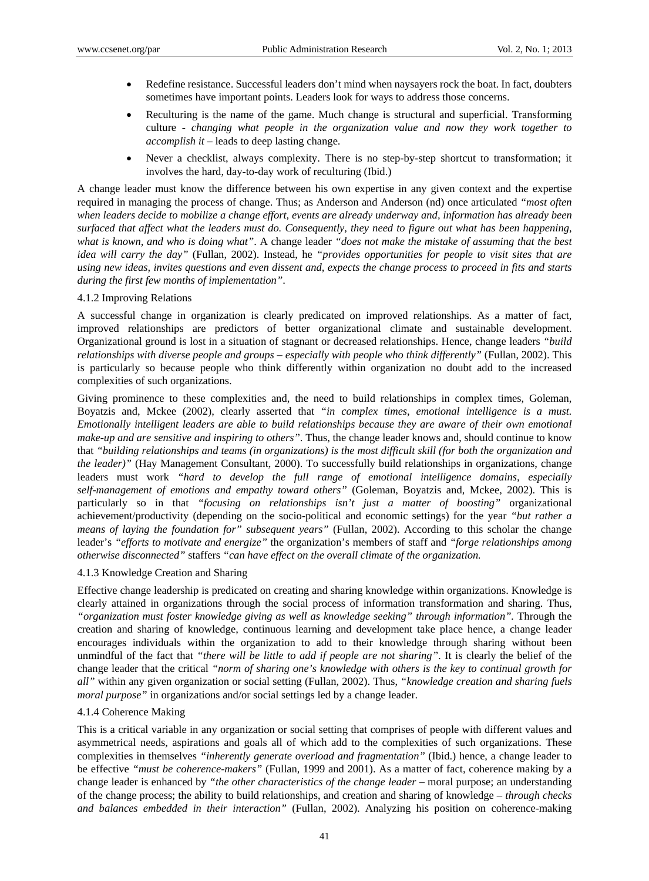- Redefine resistance. Successful leaders don't mind when naysayers rock the boat. In fact, doubters sometimes have important points. Leaders look for ways to address those concerns.
- Reculturing is the name of the game. Much change is structural and superficial. Transforming culture - *changing what people in the organization value and now they work together to accomplish it* – leads to deep lasting change.
- Never a checklist, always complexity. There is no step-by-step shortcut to transformation; it involves the hard, day-to-day work of reculturing (Ibid.)

A change leader must know the difference between his own expertise in any given context and the expertise required in managing the process of change. Thus; as Anderson and Anderson (nd) once articulated *"most often when leaders decide to mobilize a change effort, events are already underway and, information has already been surfaced that affect what the leaders must do. Consequently, they need to figure out what has been happening, what is known, and who is doing what"*. A change leader *"does not make the mistake of assuming that the best idea will carry the day"* (Fullan, 2002). Instead, he *"provides opportunities for people to visit sites that are using new ideas, invites questions and even dissent and, expects the change process to proceed in fits and starts during the first few months of implementation"*.

4.1.2 Improving Relations

A successful change in organization is clearly predicated on improved relationships. As a matter of fact, improved relationships are predictors of better organizational climate and sustainable development. Organizational ground is lost in a situation of stagnant or decreased relationships. Hence, change leaders *"build relationships with diverse people and groups – especially with people who think differently"* (Fullan, 2002). This is particularly so because people who think differently within organization no doubt add to the increased complexities of such organizations.

Giving prominence to these complexities and, the need to build relationships in complex times, Goleman, Boyatzis and, Mckee (2002), clearly asserted that *"in complex times, emotional intelligence is a must. Emotionally intelligent leaders are able to build relationships because they are aware of their own emotional make-up and are sensitive and inspiring to others"*. Thus, the change leader knows and, should continue to know that *"building relationships and teams (in organizations) is the most difficult skill (for both the organization and the leader)"* (Hay Management Consultant, 2000). To successfully build relationships in organizations, change leaders must work *"hard to develop the full range of emotional intelligence domains, especially self-management of emotions and empathy toward others"* (Goleman, Boyatzis and, Mckee, 2002). This is particularly so in that *"focusing on relationships isn't just a matter of boosting"* organizational achievement/productivity (depending on the socio-political and economic settings) for the year *"but rather a means of laying the foundation for" subsequent years"* (Fullan, 2002). According to this scholar the change leader's *"efforts to motivate and energize"* the organization's members of staff and *"forge relationships among otherwise disconnected"* staffers *"can have effect on the overall climate of the organization.*

4.1.3 Knowledge Creation and Sharing

Effective change leadership is predicated on creating and sharing knowledge within organizations. Knowledge is clearly attained in organizations through the social process of information transformation and sharing. Thus, *"organization must foster knowledge giving as well as knowledge seeking" through information"*. Through the creation and sharing of knowledge, continuous learning and development take place hence, a change leader encourages individuals within the organization to add to their knowledge through sharing without been unmindful of the fact that *"there will be little to add if people are not sharing"*. It is clearly the belief of the change leader that the critical *"norm of sharing one's knowledge with others is the key to continual growth for all"* within any given organization or social setting (Fullan, 2002). Thus, *"knowledge creation and sharing fuels moral purpose"* in organizations and/or social settings led by a change leader.

4.1.4 Coherence Making

This is a critical variable in any organization or social setting that comprises of people with different values and asymmetrical needs, aspirations and goals all of which add to the complexities of such organizations. These complexities in themselves *"inherently generate overload and fragmentation"* (Ibid.) hence, a change leader to be effective *"must be coherence-makers"* (Fullan, 1999 and 2001). As a matter of fact, coherence making by a change leader is enhanced by *"the other characteristics of the change leader* – moral purpose; an understanding of the change process; the ability to build relationships, and creation and sharing of knowledge – *through checks and balances embedded in their interaction"* (Fullan, 2002). Analyzing his position on coherence-making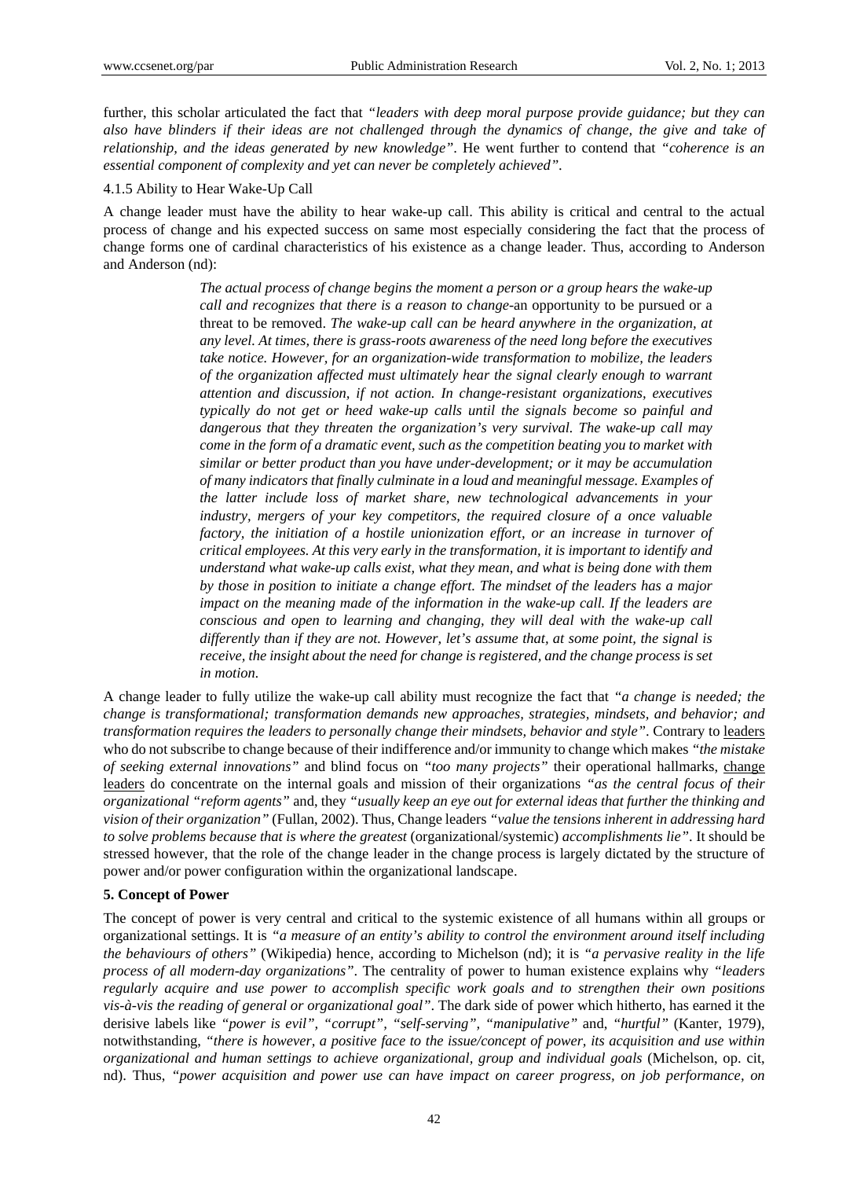further, this scholar articulated the fact that *"leaders with deep moral purpose provide guidance; but they can also have blinders if their ideas are not challenged through the dynamics of change, the give and take of relationship, and the ideas generated by new knowledge"*. He went further to contend that *"coherence is an essential component of complexity and yet can never be completely achieved"*.

#### 4.1.5 Ability to Hear Wake-Up Call

A change leader must have the ability to hear wake-up call. This ability is critical and central to the actual process of change and his expected success on same most especially considering the fact that the process of change forms one of cardinal characteristics of his existence as a change leader. Thus, according to Anderson and Anderson (nd):

> *The actual process of change begins the moment a person or a group hears the wake-up call and recognizes that there is a reason to change-*an opportunity to be pursued or a threat to be removed. *The wake-up call can be heard anywhere in the organization, at any level. At times, there is grass-roots awareness of the need long before the executives take notice. However, for an organization-wide transformation to mobilize, the leaders of the organization affected must ultimately hear the signal clearly enough to warrant attention and discussion, if not action. In change-resistant organizations, executives typically do not get or heed wake-up calls until the signals become so painful and dangerous that they threaten the organization's very survival. The wake-up call may come in the form of a dramatic event, such as the competition beating you to market with similar or better product than you have under-development; or it may be accumulation of many indicators that finally culminate in a loud and meaningful message. Examples of the latter include loss of market share, new technological advancements in your industry, mergers of your key competitors, the required closure of a once valuable factory, the initiation of a hostile unionization effort, or an increase in turnover of critical employees. At this very early in the transformation, it is important to identify and understand what wake-up calls exist, what they mean, and what is being done with them by those in position to initiate a change effort. The mindset of the leaders has a major impact on the meaning made of the information in the wake-up call. If the leaders are conscious and open to learning and changing, they will deal with the wake-up call differently than if they are not. However, let's assume that, at some point, the signal is receive, the insight about the need for change is registered, and the change process is set in motion.*

A change leader to fully utilize the wake-up call ability must recognize the fact that *"a change is needed; the change is transformational; transformation demands new approaches, strategies, mindsets, and behavior; and transformation requires the leaders to personally change their mindsets, behavior and style"*. Contrary to leaders who do not subscribe to change because of their indifference and/or immunity to change which makes *"the mistake of seeking external innovations"* and blind focus on *"too many projects"* their operational hallmarks, change leaders do concentrate on the internal goals and mission of their organizations *"as the central focus of their organizational "reform agents"* and, they *"usually keep an eye out for external ideas that further the thinking and vision of their organization"* (Fullan, 2002). Thus, Change leaders *"value the tensions inherent in addressing hard to solve problems because that is where the greatest* (organizational/systemic) *accomplishments lie"*. It should be stressed however, that the role of the change leader in the change process is largely dictated by the structure of power and/or power configuration within the organizational landscape.

## 5. Concept of Power

The concept of power is very central and critical to the systemic existence of all humans within all groups or organizational settings. It is *"a measure of an entity's ability to control the environment around itself including the behaviours of others"* (Wikipedia) hence, according to Michelson (nd); it is *"a pervasive reality in the life process of all modern-day organizations"*. The centrality of power to human existence explains why *"leaders regularly acquire and use power to accomplish specific work goals and to strengthen their own positions vis-à-vis the reading of general or organizational goal"*. The dark side of power which hitherto, has earned it the derisive labels like *"power is evil", "corrupt", "self-serving", "manipulative"* and, *"hurtful"* (Kanter, 1979), notwithstanding, *"there is however, a positive face to the issue/concept of power, its acquisition and use within organizational and human settings to achieve organizational, group and individual goals* (Michelson, op. cit, nd). Thus, *"power acquisition and power use can have impact on career progress, on job performance, on*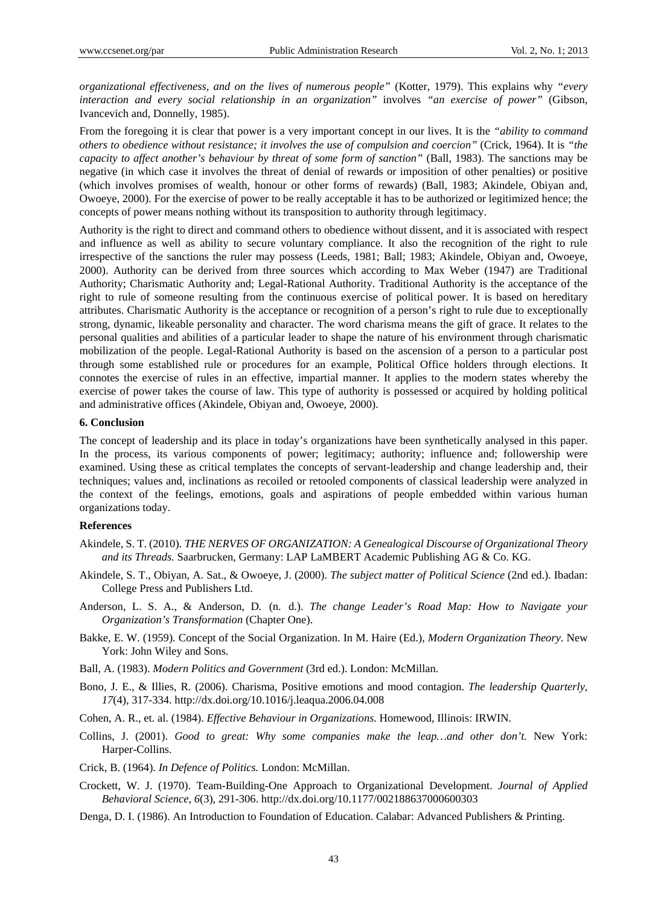*organizational effectiveness, and on the lives of numerous people"* (Kotter, 1979). This explains why *"every interaction and every social relationship in an organization"* involves *"an exercise of power"* (Gibson, Ivancevich and, Donnelly, 1985).

From the foregoing it is clear that power is a very important concept in our lives. It is the *"ability to command others to obedience without resistance; it involves the use of compulsion and coercion"* (Crick, 1964). It is *"the capacity to affect another's behaviour by threat of some form of sanction"* (Ball, 1983). The sanctions may be negative (in which case it involves the threat of denial of rewards or imposition of other penalties) or positive (which involves promises of wealth, honour or other forms of rewards) (Ball, 1983; Akindele, Obiyan and, Owoeye, 2000). For the exercise of power to be really acceptable it has to be authorized or legitimized hence; the concepts of power means nothing without its transposition to authority through legitimacy.

Authority is the right to direct and command others to obedience without dissent, and it is associated with respect and influence as well as ability to secure voluntary compliance. It also the recognition of the right to rule irrespective of the sanctions the ruler may possess (Leeds, 1981; Ball; 1983; Akindele, Obiyan and, Owoeye, 2000). Authority can be derived from three sources which according to Max Weber (1947) are Traditional Authority; Charismatic Authority and; Legal-Rational Authority. Traditional Authority is the acceptance of the right to rule of someone resulting from the continuous exercise of political power. It is based on hereditary attributes. Charismatic Authority is the acceptance or recognition of a person's right to rule due to exceptionally strong, dynamic, likeable personality and character. The word charisma means the gift of grace. It relates to the personal qualities and abilities of a particular leader to shape the nature of his environment through charismatic mobilization of the people. Legal-Rational Authority is based on the ascension of a person to a particular post through some established rule or procedures for an example, Political Office holders through elections. It connotes the exercise of rules in an effective, impartial manner. It applies to the modern states whereby the exercise of power takes the course of law. This type of authority is possessed or acquired by holding political and administrative offices (Akindele, Obiyan and, Owoeye, 2000).

## 6. Conclusion

The concept of leadership and its place in today's organizations have been synthetically analysed in this paper. In the process, its various components of power; legitimacy; authority; influence and; followership were examined. Using these as critical templates the concepts of servant-leadership and change leadership and, their techniques; values and, inclinations as recoiled or retooled components of classical leadership were analyzed in the context of the feelings, emotions, goals and aspirations of people embedded within various human organizations today.

## References

Akindele, S. T. (2010). *THE NERVES OF ORGANIZATION: A Genealogical Discourse of Organizational Theory and its Threads.* Saarbrucken, Germany: LAP LaMBERT Academic Publishing AG & Co. KG.

Akindele, S. T., Obiyan, A. Sat., & Owoeye, J. (2000). *The subject matter of Political Science* (2nd ed.). Ibadan: College Press and Publishers Ltd.

Anderson, L. S. A., & Anderson, D. (n. d.). *The change Leader's Road Map: How to Navigate your Organization's Transformation* (Chapter One).

Bakke, E. W. (1959). Concept of the Social Organization. In M. Haire (Ed.), *Modern Organization Theory*. New York: John Wiley and Sons.

Ball, A. (1983). *Modern Politics and Government* (3rd ed.). London: McMillan.

Bono, J. E., & Illies, R. (2006). Charisma, Positive emotions and mood contagion. *The leadership Quarterly, 17*(4), 317-334. http://dx.doi.org/10.1016/j.leaqua.2006.04.008

Cohen, A. R., et. al. (1984). *Effective Behaviour in Organizations.* Homewood, Illinois: IRWIN.

Collins, J. (2001). *Good to great: Why some companies make the leap…and other don't.* New York: Harper-Collins.

Crick, B. (1964). *In Defence of Politics.* London: McMillan.

Crockett, W. J. (1970). Team-Building-One Approach to Organizational Development. *Journal of Applied Behavioral Science, 6*(3), 291-306. http://dx.doi.org/10.1177/002188637000600303

Denga, D. I. (1986). An Introduction to Foundation of Education. Calabar: Advanced Publishers & Printing.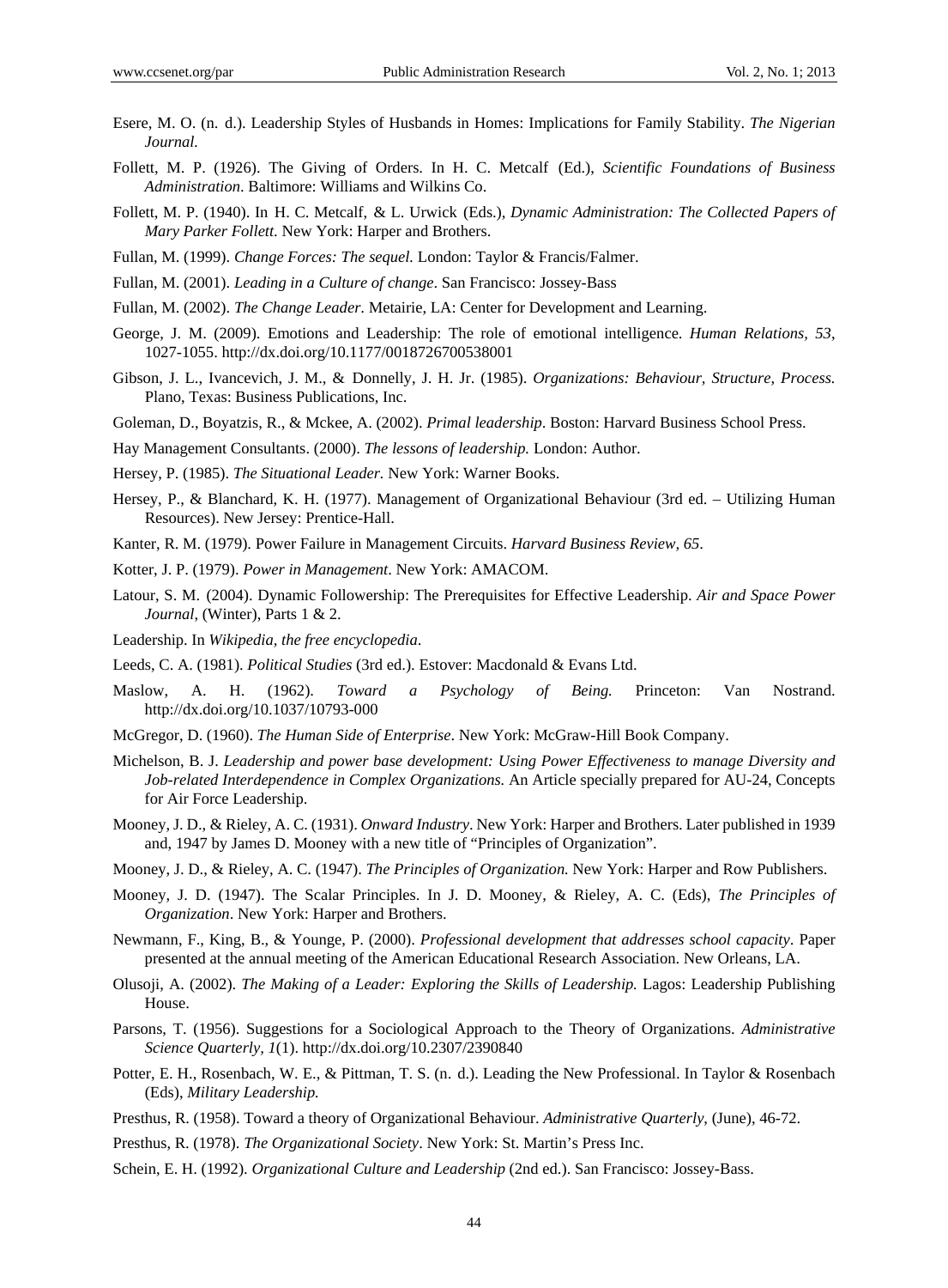Esere, M. O. (n. d.). Leadership Styles of Husbands in Homes: Implications for Family Stability. *The Nigerian Journal.*

Follett, M. P. (1926). The Giving of Orders. In H. C. Metcalf (Ed.), *Scientific Foundations of Business Administration*. Baltimore: Williams and Wilkins Co.

Follett, M. P. (1940). In H. C. Metcalf, & L. Urwick (Eds.), *Dynamic Administration: The Collected Papers of Mary Parker Follett*. New York: Harper and Brothers.

Fullan, M. (1999). *Change Forces: The sequel.* London: Taylor & Francis/Falmer.

Fullan, M. (2001). *Leading in a Culture of change*. San Francisco: Jossey-Bass

Fullan, M. (2002). *The Change Leader.* Metairie, LA: Center for Development and Learning.

George, J. M. (2009). Emotions and Leadership: The role of emotional intelligence. *Human Relations, 53*, 1027-1055. http://dx.doi.org/10.1177/0018726700538001

Gibson, J. L., Ivancevich, J. M., & Donnelly, J. H. Jr. (1985). *Organizations: Behaviour, Structure, Process.* Plano, Texas: Business Publications, Inc.

Goleman, D., Boyatzis, R., & Mckee, A. (2002). *Primal leadership*. Boston: Harvard Business School Press.

Hay Management Consultants. (2000). *The lessons of leadership.* London: Author.

Hersey, P. (1985). *The Situational Leader.* New York: Warner Books.

Hersey, P., & Blanchard, K. H. (1977). Management of Organizational Behaviour (3rd ed. – Utilizing Human Resources). New Jersey: Prentice-Hall.

Kanter, R. M. (1979). Power Failure in Management Circuits. *Harvard Business Review, 65*.

Kotter, J. P. (1979). *Power in Management*. New York: AMACOM.

Latour, S. M. (2004). Dynamic Followership: The Prerequisites for Effective Leadership. *Air and Space Power Journal*, (Winter), Parts 1 & 2.

Leadership. In *Wikipedia, the free encyclopedia*.

Leeds, C. A. (1981). *Political Studies* (3rd ed.). Estover: Macdonald & Evans Ltd.

Maslow, A. H. (1962). *Toward a Psychology of Being.* Princeton: Van Nostrand. http://dx.doi.org/10.1037/10793-000

McGregor, D. (1960). *The Human Side of Enterprise*. New York: McGraw-Hill Book Company.

Michelson, B. J. *Leadership and power base development: Using Power Effectiveness to manage Diversity and Job-related Interdependence in Complex Organizations.* An Article specially prepared for AU-24, Concepts for Air Force Leadership.

Mooney, J. D., & Rieley, A. C. (1931). *Onward Industry*. New York: Harper and Brothers. Later published in 1939 and, 1947 by James D. Mooney with a new title of "Principles of Organization".

Mooney, J. D., & Rieley, A. C. (1947). *The Principles of Organization.* New York: Harper and Row Publishers.

Mooney, J. D. (1947). The Scalar Principles. In J. D. Mooney, & Rieley, A. C. (Eds), *The Principles of Organization*. New York: Harper and Brothers.

Newmann, F., King, B., & Younge, P. (2000). *Professional development that addresses school capacity*. Paper presented at the annual meeting of the American Educational Research Association. New Orleans, LA.

Olusoji, A. (2002). *The Making of a Leader: Exploring the Skills of Leadership.* Lagos: Leadership Publishing House.

Parsons, T. (1956). Suggestions for a Sociological Approach to the Theory of Organizations. *Administrative Science Quarterly, 1*(1). http://dx.doi.org/10.2307/2390840

Potter, E. H., Rosenbach, W. E., & Pittman, T. S. (n. d.). Leading the New Professional. In Taylor & Rosenbach (Eds), *Military Leadership.*

Presthus, R. (1958). Toward a theory of Organizational Behaviour. *Administrative Quarterly*, (June), 46-72.

Presthus, R. (1978). *The Organizational Society*. New York: St. Martin's Press Inc.

Schein, E. H. (1992). *Organizational Culture and Leadership* (2nd ed.). San Francisco: Jossey-Bass.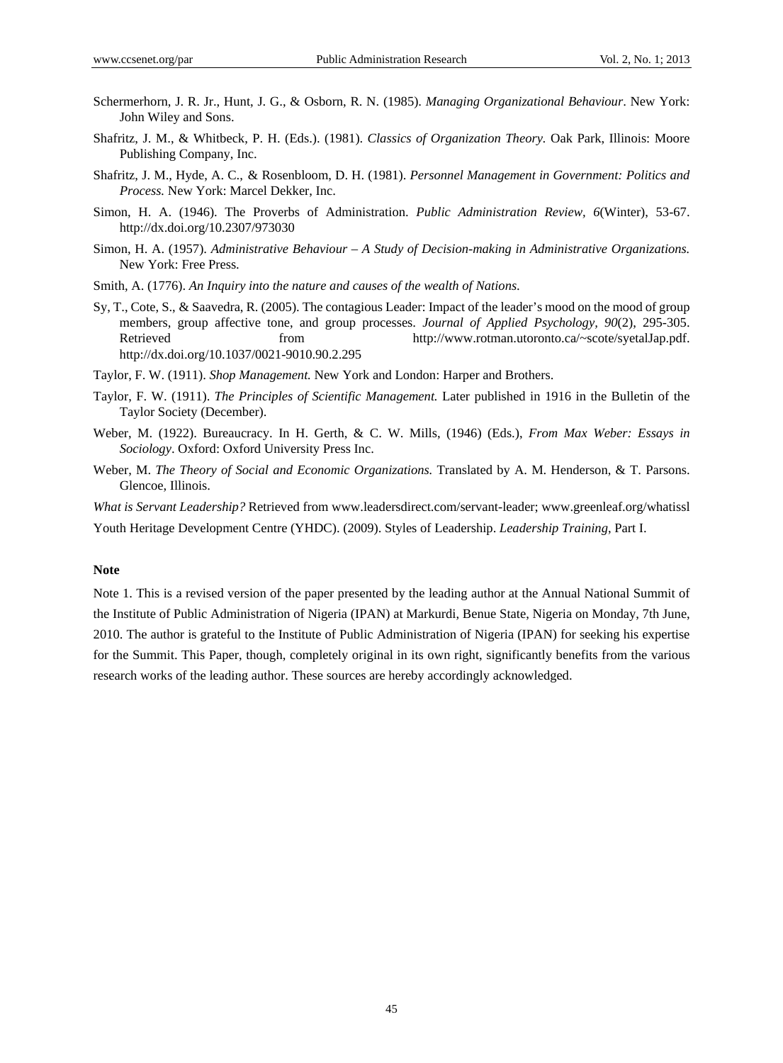Schermerhorn, J. R. Jr., Hunt, J. G., & Osborn, R. N. (1985). *Managing Organizational Behaviour*. New York: John Wiley and Sons.

Shafritz, J. M., & Whitbeck, P. H. (Eds.). (1981). *Classics of Organization Theory*. Oak Park, Illinois: Moore Publishing Company, Inc.

Shafritz, J. M., Hyde, A. C., & Rosenbloom, D. H. (1981). *Personnel Management in Government: Politics and Process.* New York: Marcel Dekker, Inc.

Simon, H. A. (1946). The Proverbs of Administration. *Public Administration Review, 6*(Winter), 53-67. http://dx.doi.org/10.2307/973030

Simon, H. A. (1957). *Administrative Behaviour – A Study of Decision-making in Administrative Organizations.* New York: Free Press.

Smith, A. (1776). *An Inquiry into the nature and causes of the wealth of Nations.*

Sy, T., Cote, S., & Saavedra, R. (2005). The contagious Leader: Impact of the leader's mood on the mood of group members, group affective tone, and group processes. *Journal of Applied Psychology, 90*(2), 295-305. Retrieved from http://www.rotman.utoronto.ca/~scote/syetalJap.pdf. http://dx.doi.org/10.1037/0021-9010.90.2.295

Taylor, F. W. (1911). *Shop Management.* New York and London: Harper and Brothers.

Taylor, F. W. (1911). *The Principles of Scientific Management.* Later published in 1916 in the Bulletin of the Taylor Society (December).

Weber, M. (1922). Bureaucracy. In H. Gerth, & C. W. Mills, (1946) (Eds.), *From Max Weber: Essays in Sociology*. Oxford: Oxford University Press Inc.

Weber, M. *The Theory of Social and Economic Organizations.* Translated by A. M. Henderson, & T. Parsons. Glencoe, Illinois.

*What is Servant Leadership?* Retrieved from www.leadersdirect.com/servant-leader; www.greenleaf.org/whatissl

Youth Heritage Development Centre (YHDC). (2009). Styles of Leadership. *Leadership Training*, Part I.

**Note**

Note 1. This is a revised version of the paper presented by the leading author at the Annual National Summit of the Institute of Public Administration of Nigeria (IPAN) at Markurdi, Benue State, Nigeria on Monday, 7th June, 2010. The author is grateful to the Institute of Public Administration of Nigeria (IPAN) for seeking his expertise for the Summit. This Paper, though, completely original in its own right, significantly benefits from the various research works of the leading author. These sources are hereby accordingly acknowledged.